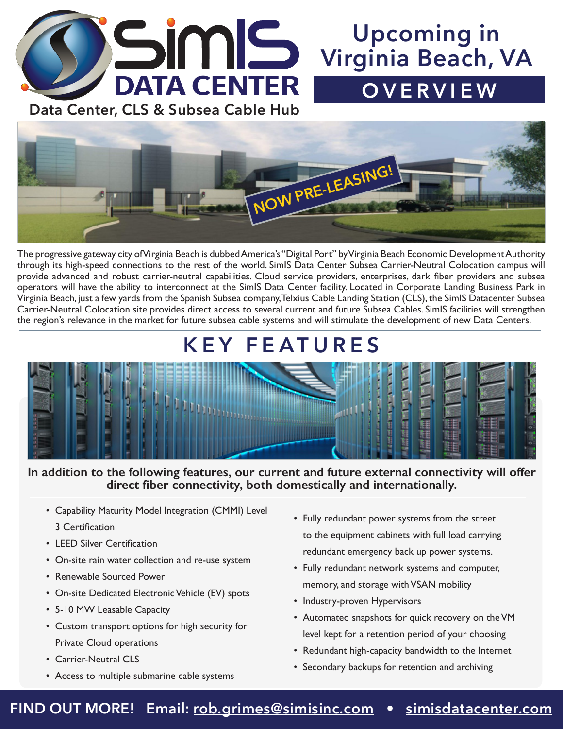# SimIS DATA CENTER

Data Center, CLS & Subsea Cable Hub

## Upcoming in Virginia Beach, VA

## OVERVIEW

NOW PRE-LEASING!

The progressive gateway city of Virginia Beach is dubbed America's "Digital Port" by Virginia Beach Economic Development Authority through its high-speed connections to the rest of the world. SimIS Data Center Subsea Carrier-Neutral Colocation campus will provide advanced and robust carrier-neutral capabilities. Cloud service providers, enterprises, dark fiber providers and subsea operators will have the ability to interconnect at the SimIS Data Center facility. Located in Corporate Landing Business Park in Virginia Beach, just a few yards from the Spanish Subsea company, Telxius Cable Landing Station (CLS), the SimIS Datacenter Subsea Carrier-Neutral Colocation site provides direct access to several current and future Subsea Cables. SimIS facilities will strengthen the region's relevance in the market for future subsea cable systems and will stimulate the development of new Data Centers.

## KEY FEATURES

**In addition to the following features, our current and future external connectivity will offer direct fiber connectivity, both domestically and internationally.**

- Capability Maturity Model Integration (CMMI) Level 3 Certification
- LEED Silver Certification
- On-site rain water collection and re-use system
- Renewable Sourced Power
- On-site Dedicated Electronic Vehicle (EV) spots
- 5-10 MW Leasable Capacity
- Custom transport options for high security for Private Cloud operations
- Carrier-Neutral CLS
- Access to multiple submarine cable systems
- Fully redundant power systems from the street to the equipment cabinets with full load carrying redundant emergency back up power systems.
- Fully redundant network systems and computer, memory, and storage with VSAN mobility
- Industry-proven Hypervisors
- Automated snapshots for quick recovery on the VM level kept for a retention period of your choosing
- Redundant high-capacity bandwidth to the Internet
- Secondary backups for retention and archiving

**FIND OUT MORE! Email: rob.grimes@simisinc.com • simisdatacenter.com**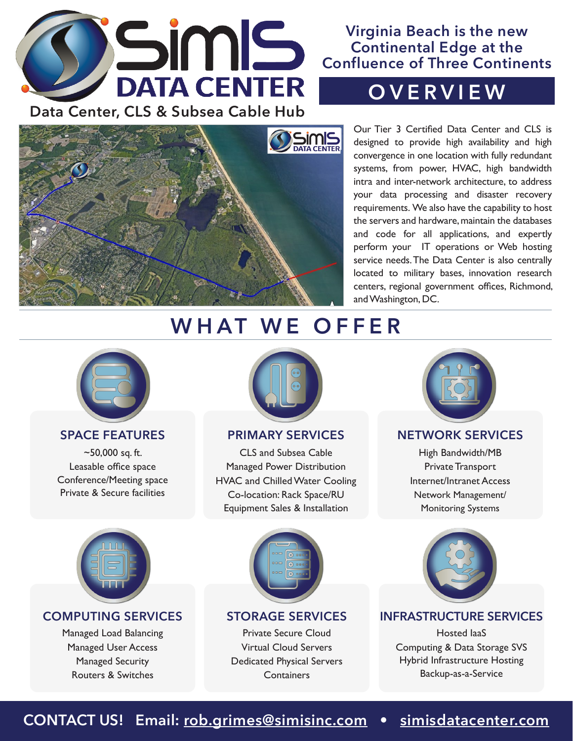# SimIS DATA CENTER

Data Center, CLS & Subsea Cable Hub

## Virginia Beach is the new Continental Edge at the Confluence of Three Continents

## OVERVIEW

Our Tier 3 Certified Data Center and CLS is designed to provide high availability and high convergence in one location with fully redundant systems, from power, HVAC, high bandwidth intra and inter-network architecture, to address your data processing and disaster recovery requirements. We also have the capability to host the servers and hardware, maintain the databases and code for all applications, and expertly perform your IT operations or Web hosting service needs. The Data Center is also centrally located to military bases, innovation research centers, regional government offices, Richmond, and Washington, DC.

## WHAT WE OFFER

### SPACE FEATURES

~50,000 sq. ft.
Leasable office space
Conference/Meeting space
Private & Secure facilities

### PRIMARY SERVICES

CLS and Subsea Cable
Managed Power Distribution
HVAC and Chilled Water Cooling
Co-location: Rack Space/RU
Equipment Sales & Installation

### NETWORK SERVICES

High Bandwidth/MB
Private Transport
Internet/Intranet Access
Network Management/
Monitoring Systems

### COMPUTING SERVICES

Managed Load Balancing
Managed User Access
Managed Security
Routers & Switches

### STORAGE SERVICES

Private Secure Cloud
Virtual Cloud Servers
Dedicated Physical Servers
Containers

### INFRASTRUCTURE SERVICES

Hosted IaaS
Computing & Data Storage SVS
Hybrid Infrastructure Hosting
Backup-as-a-Service

**CONTACT US! Email: rob.grimes@simisinc.com • simisdatacenter.com**